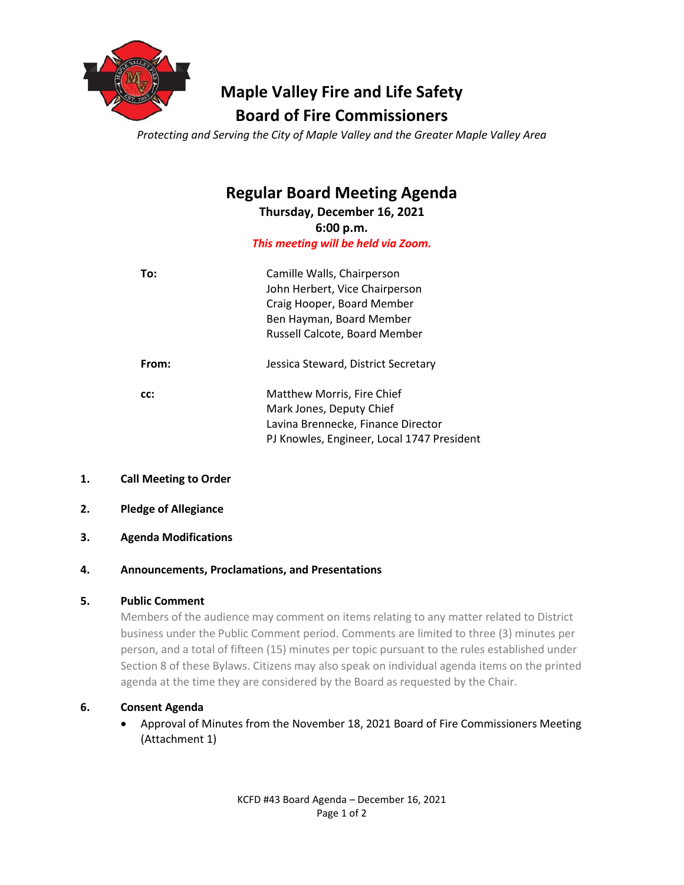# Maple Valley Fire and Life Safety

## Board of Fire Commissioners

*Protecting and Serving the City of Maple Valley and the Greater Maple Valley Area*

## Regular Board Meeting Agenda

**Thursday, December 16, 2021**

**6:00 p.m.**

***This meeting will be held via Zoom.***

| | |
|---|---|
| **To:** | Camille Walls, Chairperson<br>John Herbert, Vice Chairperson<br>Craig Hooper, Board Member<br>Ben Hayman, Board Member<br>Russell Calcote, Board Member |
| **From:** | Jessica Steward, District Secretary |
| **cc:** | Matthew Morris, Fire Chief<br>Mark Jones, Deputy Chief<br>Lavina Brennecke, Finance Director<br>PJ Knowles, Engineer, Local 1747 President |

**1. Call Meeting to Order**

**2. Pledge of Allegiance**

**3. Agenda Modifications**

**4. Announcements, Proclamations, and Presentations**

**5. Public Comment**

Members of the audience may comment on items relating to any matter related to District business under the Public Comment period. Comments are limited to three (3) minutes per person, and a total of fifteen (15) minutes per topic pursuant to the rules established under Section 8 of these Bylaws. Citizens may also speak on individual agenda items on the printed agenda at the time they are considered by the Board as requested by the Chair.

**6. Consent Agenda**

- Approval of Minutes from the November 18, 2021 Board of Fire Commissioners Meeting (Attachment 1)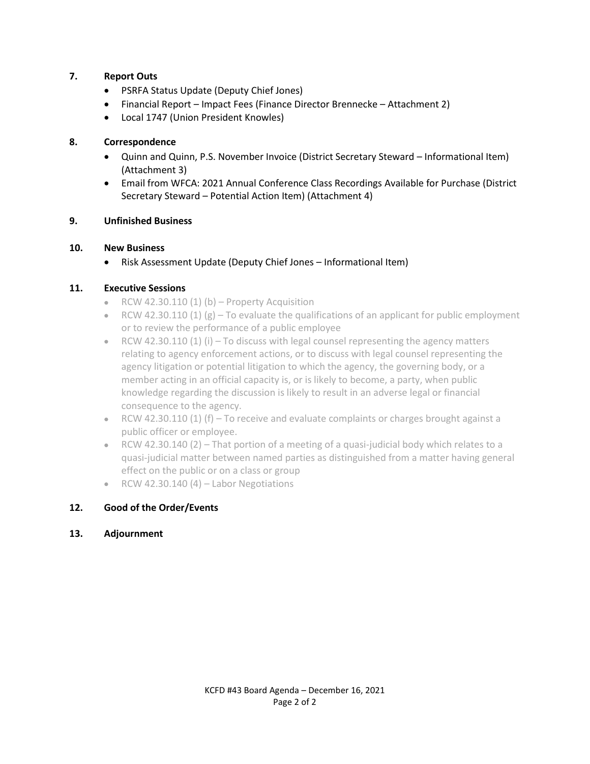## 7. Report Outs

- PSRFA Status Update (Deputy Chief Jones)
- Financial Report – Impact Fees (Finance Director Brennecke – Attachment 2)
- Local 1747 (Union President Knowles)

## 8. Correspondence

- Quinn and Quinn, P.S. November Invoice (District Secretary Steward – Informational Item) (Attachment 3)
- Email from WFCA: 2021 Annual Conference Class Recordings Available for Purchase (District Secretary Steward – Potential Action Item) (Attachment 4)

## 9. Unfinished Business

## 10. New Business

- Risk Assessment Update (Deputy Chief Jones – Informational Item)

## 11. Executive Sessions

- RCW 42.30.110 (1) (b) – Property Acquisition
- RCW 42.30.110 (1) (g) – To evaluate the qualifications of an applicant for public employment or to review the performance of a public employee
- RCW 42.30.110 (1) (i) – To discuss with legal counsel representing the agency matters relating to agency enforcement actions, or to discuss with legal counsel representing the agency litigation or potential litigation to which the agency, the governing body, or a member acting in an official capacity is, or is likely to become, a party, when public knowledge regarding the discussion is likely to result in an adverse legal or financial consequence to the agency.
- RCW 42.30.110 (1) (f) – To receive and evaluate complaints or charges brought against a public officer or employee.
- RCW 42.30.140 (2) – That portion of a meeting of a quasi-judicial body which relates to a quasi-judicial matter between named parties as distinguished from a matter having general effect on the public or on a class or group
- RCW 42.30.140 (4) – Labor Negotiations

## 12. Good of the Order/Events

## 13. Adjournment